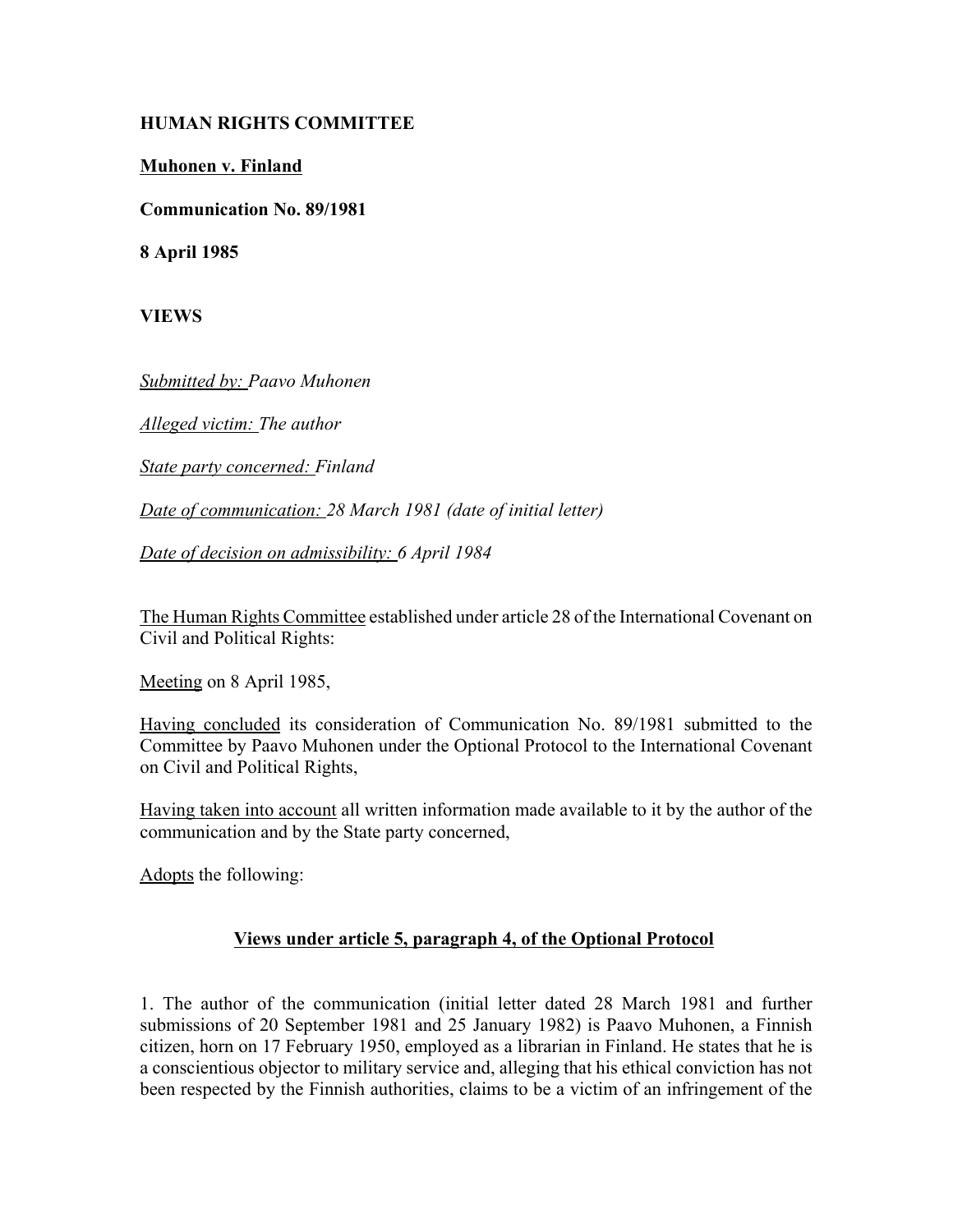**HUMAN RIGHTS COMMITTEE**

**Muhonen v. Finland**

**Communication No. 89/1981**

**8 April 1985**

**VIEWS**

*Submitted by: Paavo Muhonen*

*Alleged victim: The author*

*State party concerned: Finland*

*Date of communication: 28 March 1981 (date of initial letter)*

*Date of decision on admissibility: 6 April 1984*

The Human Rights Committee established under article 28 of the International Covenant on Civil and Political Rights:

Meeting on 8 April 1985,

Having concluded its consideration of Communication No. 89/1981 submitted to the Committee by Paavo Muhonen under the Optional Protocol to the International Covenant on Civil and Political Rights,

Having taken into account all written information made available to it by the author of the communication and by the State party concerned,

Adopts the following:

## Views under article 5, paragraph 4, of the Optional Protocol

1. The author of the communication (initial letter dated 28 March 1981 and further submissions of 20 September 1981 and 25 January 1982) is Paavo Muhonen, a Finnish citizen, horn on 17 February 1950, employed as a librarian in Finland. He states that he is a conscientious objector to military service and, alleging that his ethical conviction has not been respected by the Finnish authorities, claims to be a victim of an infringement of the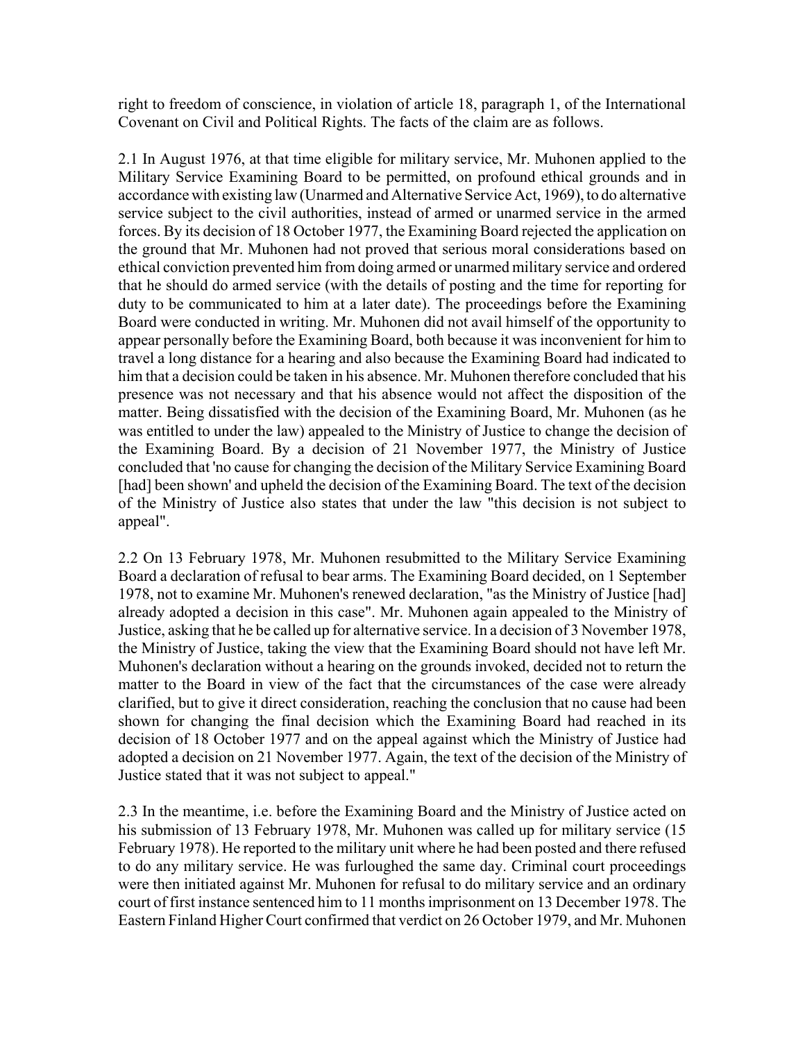right to freedom of conscience, in violation of article 18, paragraph 1, of the International Covenant on Civil and Political Rights. The facts of the claim are as follows.

2.1 In August 1976, at that time eligible for military service, Mr. Muhonen applied to the Military Service Examining Board to be permitted, on profound ethical grounds and in accordance with existing law (Unarmed and Alternative Service Act, 1969), to do alternative service subject to the civil authorities, instead of armed or unarmed service in the armed forces. By its decision of 18 October 1977, the Examining Board rejected the application on the ground that Mr. Muhonen had not proved that serious moral considerations based on ethical conviction prevented him from doing armed or unarmed military service and ordered that he should do armed service (with the details of posting and the time for reporting for duty to be communicated to him at a later date). The proceedings before the Examining Board were conducted in writing. Mr. Muhonen did not avail himself of the opportunity to appear personally before the Examining Board, both because it was inconvenient for him to travel a long distance for a hearing and also because the Examining Board had indicated to him that a decision could be taken in his absence. Mr. Muhonen therefore concluded that his presence was not necessary and that his absence would not affect the disposition of the matter. Being dissatisfied with the decision of the Examining Board, Mr. Muhonen (as he was entitled to under the law) appealed to the Ministry of Justice to change the decision of the Examining Board. By a decision of 21 November 1977, the Ministry of Justice concluded that 'no cause for changing the decision of the Military Service Examining Board [had] been shown' and upheld the decision of the Examining Board. The text of the decision of the Ministry of Justice also states that under the law "this decision is not subject to appeal".

2.2 On 13 February 1978, Mr. Muhonen resubmitted to the Military Service Examining Board a declaration of refusal to bear arms. The Examining Board decided, on 1 September 1978, not to examine Mr. Muhonen's renewed declaration, "as the Ministry of Justice [had] already adopted a decision in this case". Mr. Muhonen again appealed to the Ministry of Justice, asking that he be called up for alternative service. In a decision of 3 November 1978, the Ministry of Justice, taking the view that the Examining Board should not have left Mr. Muhonen's declaration without a hearing on the grounds invoked, decided not to return the matter to the Board in view of the fact that the circumstances of the case were already clarified, but to give it direct consideration, reaching the conclusion that no cause had been shown for changing the final decision which the Examining Board had reached in its decision of 18 October 1977 and on the appeal against which the Ministry of Justice had adopted a decision on 21 November 1977. Again, the text of the decision of the Ministry of Justice stated that it was not subject to appeal."

2.3 In the meantime, i.e. before the Examining Board and the Ministry of Justice acted on his submission of 13 February 1978, Mr. Muhonen was called up for military service (15 February 1978). He reported to the military unit where he had been posted and there refused to do any military service. He was furloughed the same day. Criminal court proceedings were then initiated against Mr. Muhonen for refusal to do military service and an ordinary court of first instance sentenced him to 11 months imprisonment on 13 December 1978. The Eastern Finland Higher Court confirmed that verdict on 26 October 1979, and Mr. Muhonen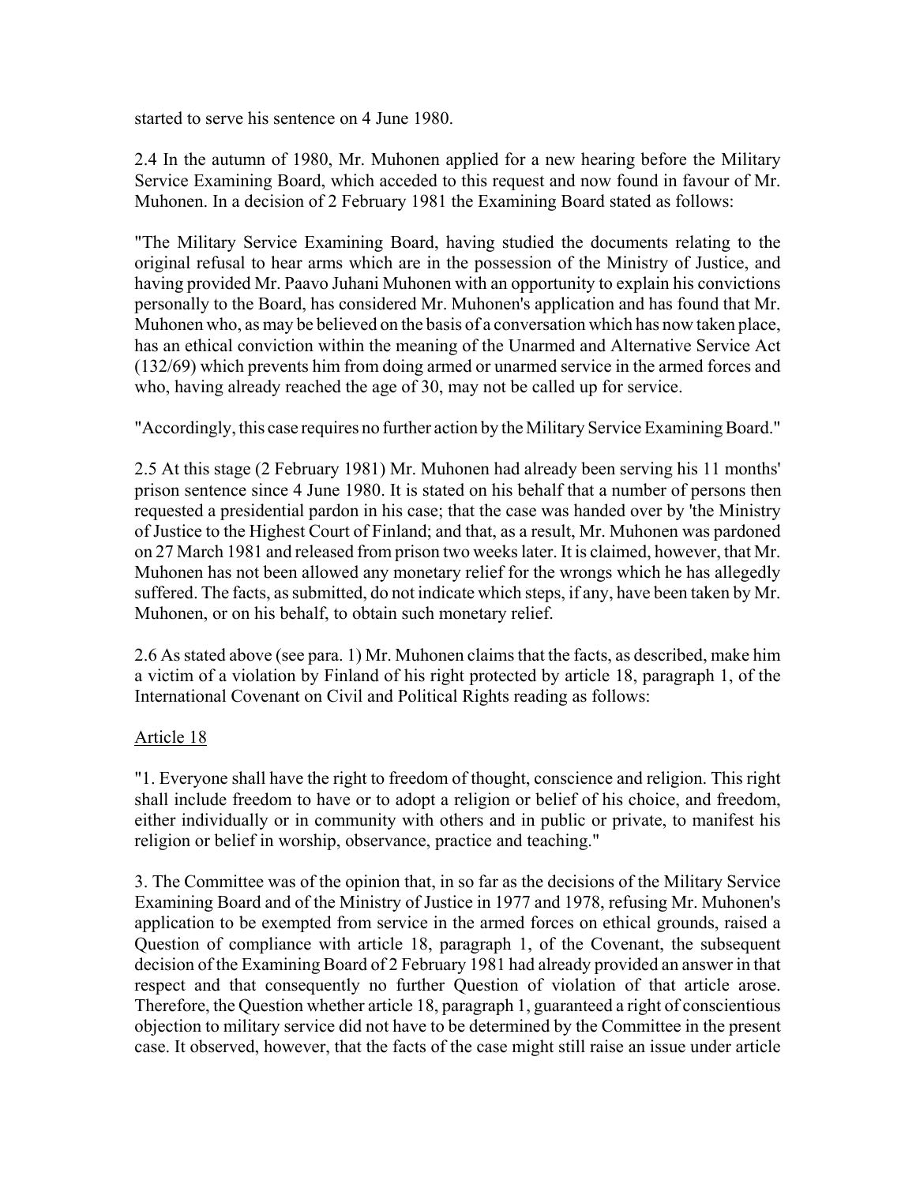started to serve his sentence on 4 June 1980.

2.4 In the autumn of 1980, Mr. Muhonen applied for a new hearing before the Military Service Examining Board, which acceded to this request and now found in favour of Mr. Muhonen. In a decision of 2 February 1981 the Examining Board stated as follows:

"The Military Service Examining Board, having studied the documents relating to the original refusal to hear arms which are in the possession of the Ministry of Justice, and having provided Mr. Paavo Juhani Muhonen with an opportunity to explain his convictions personally to the Board, has considered Mr. Muhonen's application and has found that Mr. Muhonen who, as may be believed on the basis of a conversation which has now taken place, has an ethical conviction within the meaning of the Unarmed and Alternative Service Act (132/69) which prevents him from doing armed or unarmed service in the armed forces and who, having already reached the age of 30, may not be called up for service.

"Accordingly, this case requires no further action by the Military Service Examining Board."

2.5 At this stage (2 February 1981) Mr. Muhonen had already been serving his 11 months' prison sentence since 4 June 1980. It is stated on his behalf that a number of persons then requested a presidential pardon in his case; that the case was handed over by 'the Ministry of Justice to the Highest Court of Finland; and that, as a result, Mr. Muhonen was pardoned on 27 March 1981 and released from prison two weeks later. It is claimed, however, that Mr. Muhonen has not been allowed any monetary relief for the wrongs which he has allegedly suffered. The facts, as submitted, do not indicate which steps, if any, have been taken by Mr. Muhonen, or on his behalf, to obtain such monetary relief.

2.6 As stated above (see para. 1) Mr. Muhonen claims that the facts, as described, make him a victim of a violation by Finland of his right protected by article 18, paragraph 1, of the International Covenant on Civil and Political Rights reading as follows:

Article 18

"1. Everyone shall have the right to freedom of thought, conscience and religion. This right shall include freedom to have or to adopt a religion or belief of his choice, and freedom, either individually or in community with others and in public or private, to manifest his religion or belief in worship, observance, practice and teaching."

3. The Committee was of the opinion that, in so far as the decisions of the Military Service Examining Board and of the Ministry of Justice in 1977 and 1978, refusing Mr. Muhonen's application to be exempted from service in the armed forces on ethical grounds, raised a Question of compliance with article 18, paragraph 1, of the Covenant, the subsequent decision of the Examining Board of 2 February 1981 had already provided an answer in that respect and that consequently no further Question of violation of that article arose. Therefore, the Question whether article 18, paragraph 1, guaranteed a right of conscientious objection to military service did not have to be determined by the Committee in the present case. It observed, however, that the facts of the case might still raise an issue under article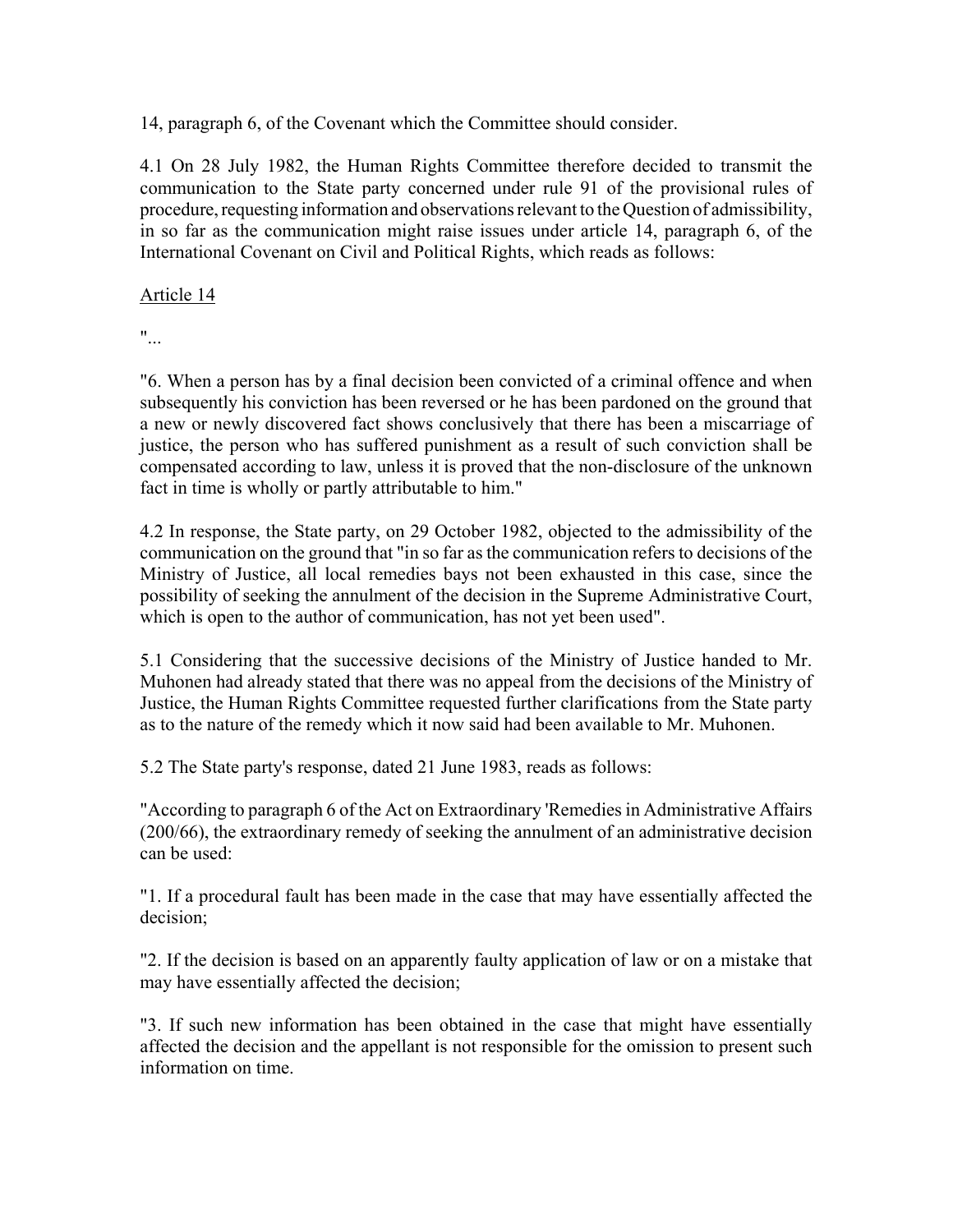14, paragraph 6, of the Covenant which the Committee should consider.

4.1 On 28 July 1982, the Human Rights Committee therefore decided to transmit the communication to the State party concerned under rule 91 of the provisional rules of procedure, requesting information and observations relevant to the Question of admissibility, in so far as the communication might raise issues under article 14, paragraph 6, of the International Covenant on Civil and Political Rights, which reads as follows:

Article 14

"...

"6. When a person has by a final decision been convicted of a criminal offence and when subsequently his conviction has been reversed or he has been pardoned on the ground that a new or newly discovered fact shows conclusively that there has been a miscarriage of justice, the person who has suffered punishment as a result of such conviction shall be compensated according to law, unless it is proved that the non-disclosure of the unknown fact in time is wholly or partly attributable to him."

4.2 In response, the State party, on 29 October 1982, objected to the admissibility of the communication on the ground that "in so far as the communication refers to decisions of the Ministry of Justice, all local remedies bays not been exhausted in this case, since the possibility of seeking the annulment of the decision in the Supreme Administrative Court, which is open to the author of communication, has not yet been used".

5.1 Considering that the successive decisions of the Ministry of Justice handed to Mr. Muhonen had already stated that there was no appeal from the decisions of the Ministry of Justice, the Human Rights Committee requested further clarifications from the State party as to the nature of the remedy which it now said had been available to Mr. Muhonen.

5.2 The State party's response, dated 21 June 1983, reads as follows:

"According to paragraph 6 of the Act on Extraordinary 'Remedies in Administrative Affairs (200/66), the extraordinary remedy of seeking the annulment of an administrative decision can be used:

"1. If a procedural fault has been made in the case that may have essentially affected the decision;

"2. If the decision is based on an apparently faulty application of law or on a mistake that may have essentially affected the decision;

"3. If such new information has been obtained in the case that might have essentially affected the decision and the appellant is not responsible for the omission to present such information on time.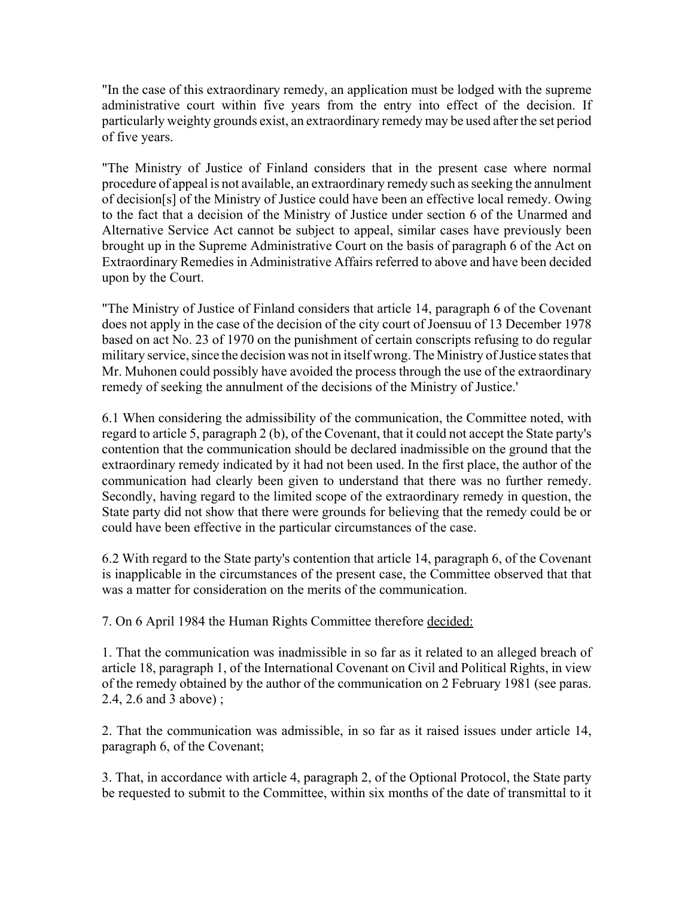"In the case of this extraordinary remedy, an application must be lodged with the supreme administrative court within five years from the entry into effect of the decision. If particularly weighty grounds exist, an extraordinary remedy may be used after the set period of five years.

"The Ministry of Justice of Finland considers that in the present case where normal procedure of appeal is not available, an extraordinary remedy such as seeking the annulment of decision[s] of the Ministry of Justice could have been an effective local remedy. Owing to the fact that a decision of the Ministry of Justice under section 6 of the Unarmed and Alternative Service Act cannot be subject to appeal, similar cases have previously been brought up in the Supreme Administrative Court on the basis of paragraph 6 of the Act on Extraordinary Remedies in Administrative Affairs referred to above and have been decided upon by the Court.

"The Ministry of Justice of Finland considers that article 14, paragraph 6 of the Covenant does not apply in the case of the decision of the city court of Joensuu of 13 December 1978 based on act No. 23 of 1970 on the punishment of certain conscripts refusing to do regular military service, since the decision was not in itself wrong. The Ministry of Justice states that Mr. Muhonen could possibly have avoided the process through the use of the extraordinary remedy of seeking the annulment of the decisions of the Ministry of Justice.'

6.1 When considering the admissibility of the communication, the Committee noted, with regard to article 5, paragraph 2 (b), of the Covenant, that it could not accept the State party's contention that the communication should be declared inadmissible on the ground that the extraordinary remedy indicated by it had not been used. In the first place, the author of the communication had clearly been given to understand that there was no further remedy. Secondly, having regard to the limited scope of the extraordinary remedy in question, the State party did not show that there were grounds for believing that the remedy could be or could have been effective in the particular circumstances of the case.

6.2 With regard to the State party's contention that article 14, paragraph 6, of the Covenant is inapplicable in the circumstances of the present case, the Committee observed that that was a matter for consideration on the merits of the communication.

7. On 6 April 1984 the Human Rights Committee therefore decided:

1. That the communication was inadmissible in so far as it related to an alleged breach of article 18, paragraph 1, of the International Covenant on Civil and Political Rights, in view of the remedy obtained by the author of the communication on 2 February 1981 (see paras. 2.4, 2.6 and 3 above) ;

2. That the communication was admissible, in so far as it raised issues under article 14, paragraph 6, of the Covenant;

3. That, in accordance with article 4, paragraph 2, of the Optional Protocol, the State party be requested to submit to the Committee, within six months of the date of transmittal to it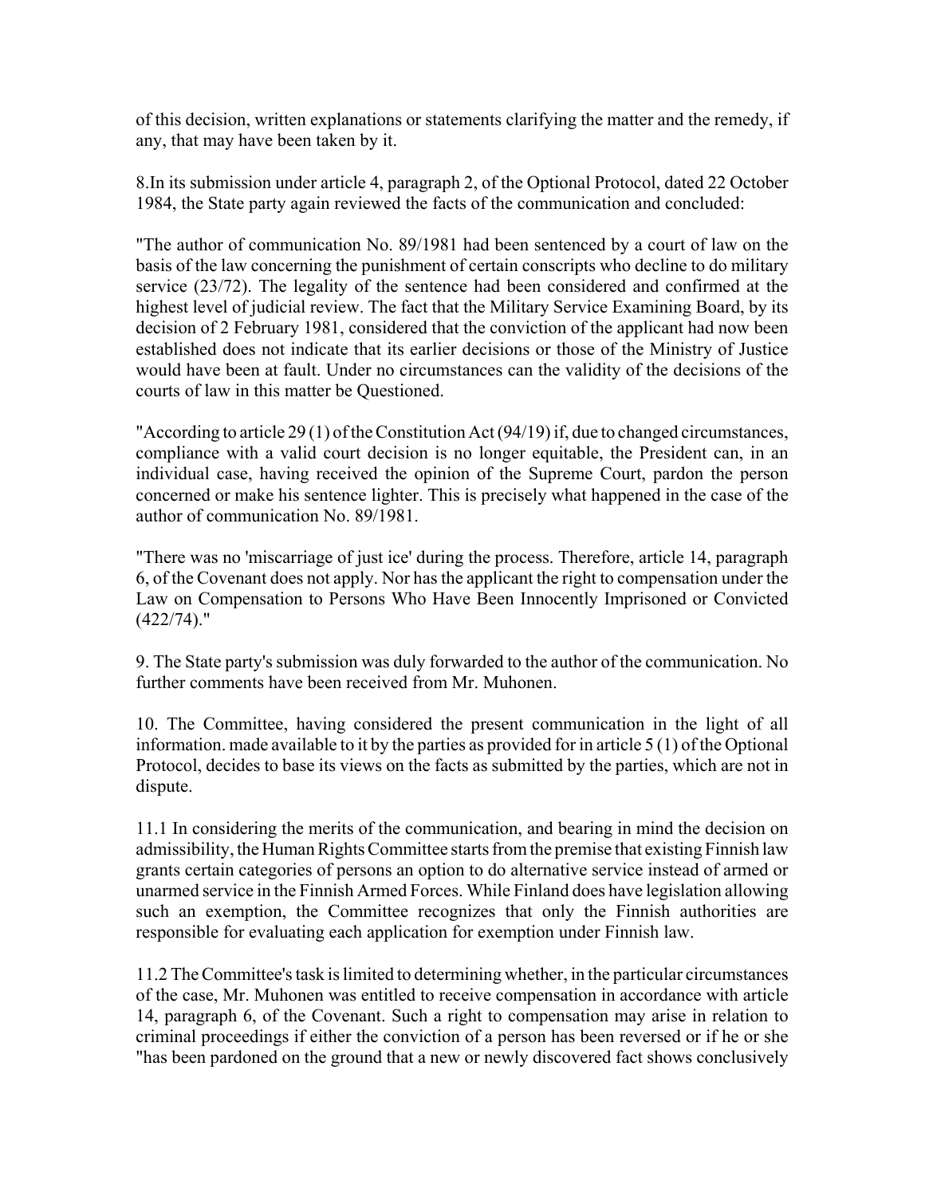of this decision, written explanations or statements clarifying the matter and the remedy, if any, that may have been taken by it.

8.In its submission under article 4, paragraph 2, of the Optional Protocol, dated 22 October 1984, the State party again reviewed the facts of the communication and concluded:

"The author of communication No. 89/1981 had been sentenced by a court of law on the basis of the law concerning the punishment of certain conscripts who decline to do military service (23/72). The legality of the sentence had been considered and confirmed at the highest level of judicial review. The fact that the Military Service Examining Board, by its decision of 2 February 1981, considered that the conviction of the applicant had now been established does not indicate that its earlier decisions or those of the Ministry of Justice would have been at fault. Under no circumstances can the validity of the decisions of the courts of law in this matter be Questioned.

"According to article 29 (1) of the Constitution Act (94/19) if, due to changed circumstances, compliance with a valid court decision is no longer equitable, the President can, in an individual case, having received the opinion of the Supreme Court, pardon the person concerned or make his sentence lighter. This is precisely what happened in the case of the author of communication No. 89/1981.

"There was no 'miscarriage of just ice' during the process. Therefore, article 14, paragraph 6, of the Covenant does not apply. Nor has the applicant the right to compensation under the Law on Compensation to Persons Who Have Been Innocently Imprisoned or Convicted (422/74)."

9. The State party's submission was duly forwarded to the author of the communication. No further comments have been received from Mr. Muhonen.

10. The Committee, having considered the present communication in the light of all information. made available to it by the parties as provided for in article 5 (1) of the Optional Protocol, decides to base its views on the facts as submitted by the parties, which are not in dispute.

11.1 In considering the merits of the communication, and bearing in mind the decision on admissibility, the Human Rights Committee starts from the premise that existing Finnish law grants certain categories of persons an option to do alternative service instead of armed or unarmed service in the Finnish Armed Forces. While Finland does have legislation allowing such an exemption, the Committee recognizes that only the Finnish authorities are responsible for evaluating each application for exemption under Finnish law.

11.2 The Committee's task is limited to determining whether, in the particular circumstances of the case, Mr. Muhonen was entitled to receive compensation in accordance with article 14, paragraph 6, of the Covenant. Such a right to compensation may arise in relation to criminal proceedings if either the conviction of a person has been reversed or if he or she "has been pardoned on the ground that a new or newly discovered fact shows conclusively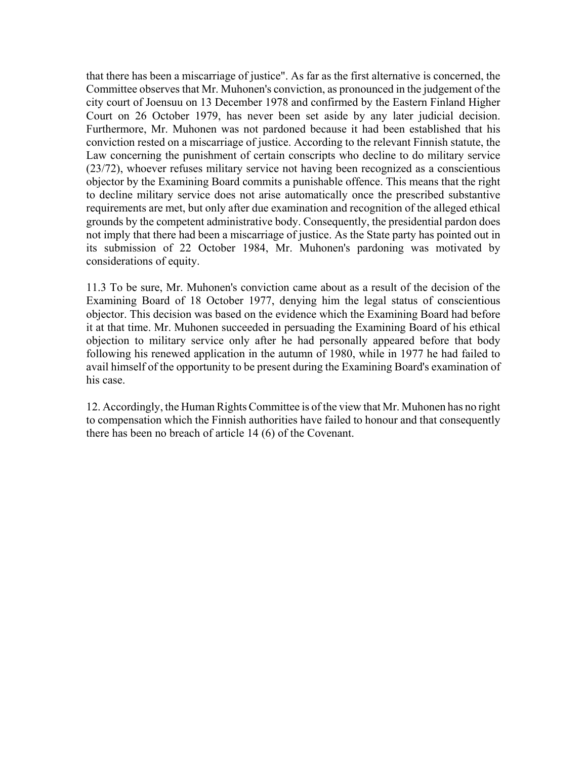that there has been a miscarriage of justice". As far as the first alternative is concerned, the Committee observes that Mr. Muhonen's conviction, as pronounced in the judgement of the city court of Joensuu on 13 December 1978 and confirmed by the Eastern Finland Higher Court on 26 October 1979, has never been set aside by any later judicial decision. Furthermore, Mr. Muhonen was not pardoned because it had been established that his conviction rested on a miscarriage of justice. According to the relevant Finnish statute, the Law concerning the punishment of certain conscripts who decline to do military service (23/72), whoever refuses military service not having been recognized as a conscientious objector by the Examining Board commits a punishable offence. This means that the right to decline military service does not arise automatically once the prescribed substantive requirements are met, but only after due examination and recognition of the alleged ethical grounds by the competent administrative body. Consequently, the presidential pardon does not imply that there had been a miscarriage of justice. As the State party has pointed out in its submission of 22 October 1984, Mr. Muhonen's pardoning was motivated by considerations of equity.

11.3 To be sure, Mr. Muhonen's conviction came about as a result of the decision of the Examining Board of 18 October 1977, denying him the legal status of conscientious objector. This decision was based on the evidence which the Examining Board had before it at that time. Mr. Muhonen succeeded in persuading the Examining Board of his ethical objection to military service only after he had personally appeared before that body following his renewed application in the autumn of 1980, while in 1977 he had failed to avail himself of the opportunity to be present during the Examining Board's examination of his case.

12. Accordingly, the Human Rights Committee is of the view that Mr. Muhonen has no right to compensation which the Finnish authorities have failed to honour and that consequently there has been no breach of article 14 (6) of the Covenant.